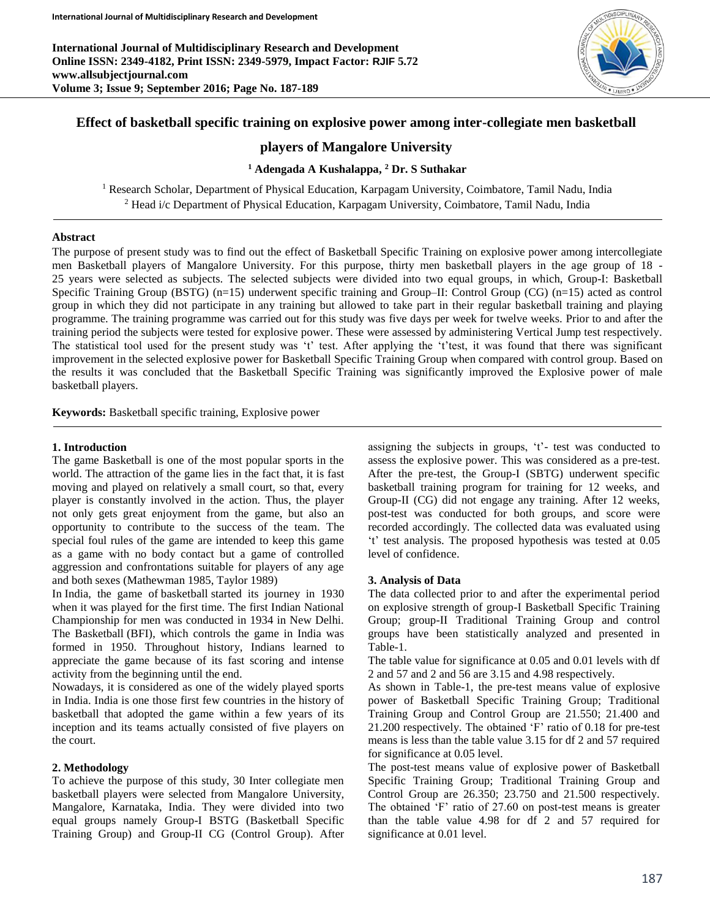# Effect of basketball specific training on explosive power among inter-collegiate men basketball players of Mangalore University

**[1] Adengada A Kushalappa, [2] Dr. S Suthakar**

[1] Research Scholar, Department of Physical Education, Karpagam University, Coimbatore, Tamil Nadu, India
[2] Head i/c Department of Physical Education, Karpagam University, Coimbatore, Tamil Nadu, India

## Abstract

The purpose of present study was to find out the effect of Basketball Specific Training on explosive power among intercollegiate men Basketball players of Mangalore University. For this purpose, thirty men basketball players in the age group of 18 - 25 years were selected as subjects. The selected subjects were divided into two equal groups, in which, Group-I: Basketball Specific Training Group (BSTG) (n=15) underwent specific training and Group–II: Control Group (CG) (n=15) acted as control group in which they did not participate in any training but allowed to take part in their regular basketball training and playing programme. The training programme was carried out for this study was five days per week for twelve weeks. Prior to and after the training period the subjects were tested for explosive power. These were assessed by administering Vertical Jump test respectively. The statistical tool used for the present study was 't' test. After applying the 't'test, it was found that there was significant improvement in the selected explosive power for Basketball Specific Training Group when compared with control group. Based on the results it was concluded that the Basketball Specific Training was significantly improved the Explosive power of male basketball players.

**Keywords:** Basketball specific training, Explosive power

## 1. Introduction

The game Basketball is one of the most popular sports in the world. The attraction of the game lies in the fact that, it is fast moving and played on relatively a small court, so that, every player is constantly involved in the action. Thus, the player not only gets great enjoyment from the game, but also an opportunity to contribute to the success of the team. The special foul rules of the game are intended to keep this game as a game with no body contact but a game of controlled aggression and confrontations suitable for players of any age and both sexes (Mathewman 1985, Taylor 1989)

In India, the game of basketball started its journey in 1930 when it was played for the first time. The first Indian National Championship for men was conducted in 1934 in New Delhi. The Basketball (BFI), which controls the game in India was formed in 1950. Throughout history, Indians learned to appreciate the game because of its fast scoring and intense activity from the beginning until the end.

Nowadays, it is considered as one of the widely played sports in India. India is one those first few countries in the history of basketball that adopted the game within a few years of its inception and its teams actually consisted of five players on the court.

## 2. Methodology

To achieve the purpose of this study, 30 Inter collegiate men basketball players were selected from Mangalore University, Mangalore, Karnataka, India. They were divided into two equal groups namely Group-I BSTG (Basketball Specific Training Group) and Group-II CG (Control Group). After assigning the subjects in groups, 't'- test was conducted to assess the explosive power. This was considered as a pre-test. After the pre-test, the Group-I (SBTG) underwent specific basketball training program for training for 12 weeks, and Group-II (CG) did not engage any training. After 12 weeks, post-test was conducted for both groups, and score were recorded accordingly. The collected data was evaluated using 't' test analysis. The proposed hypothesis was tested at 0.05 level of confidence.

## 3. Analysis of Data

The data collected prior to and after the experimental period on explosive strength of group-I Basketball Specific Training Group; group-II Traditional Training Group and control groups have been statistically analyzed and presented in Table-1.

The table value for significance at 0.05 and 0.01 levels with df 2 and 57 and 2 and 56 are 3.15 and 4.98 respectively.

As shown in Table-1, the pre-test means value of explosive power of Basketball Specific Training Group; Traditional Training Group and Control Group are 21.550; 21.400 and 21.200 respectively. The obtained 'F' ratio of 0.18 for pre-test means is less than the table value 3.15 for df 2 and 57 required for significance at 0.05 level.

The post-test means value of explosive power of Basketball Specific Training Group; Traditional Training Group and Control Group are 26.350; 23.750 and 21.500 respectively. The obtained 'F' ratio of 27.60 on post-test means is greater than the table value 4.98 for df 2 and 57 required for significance at 0.01 level.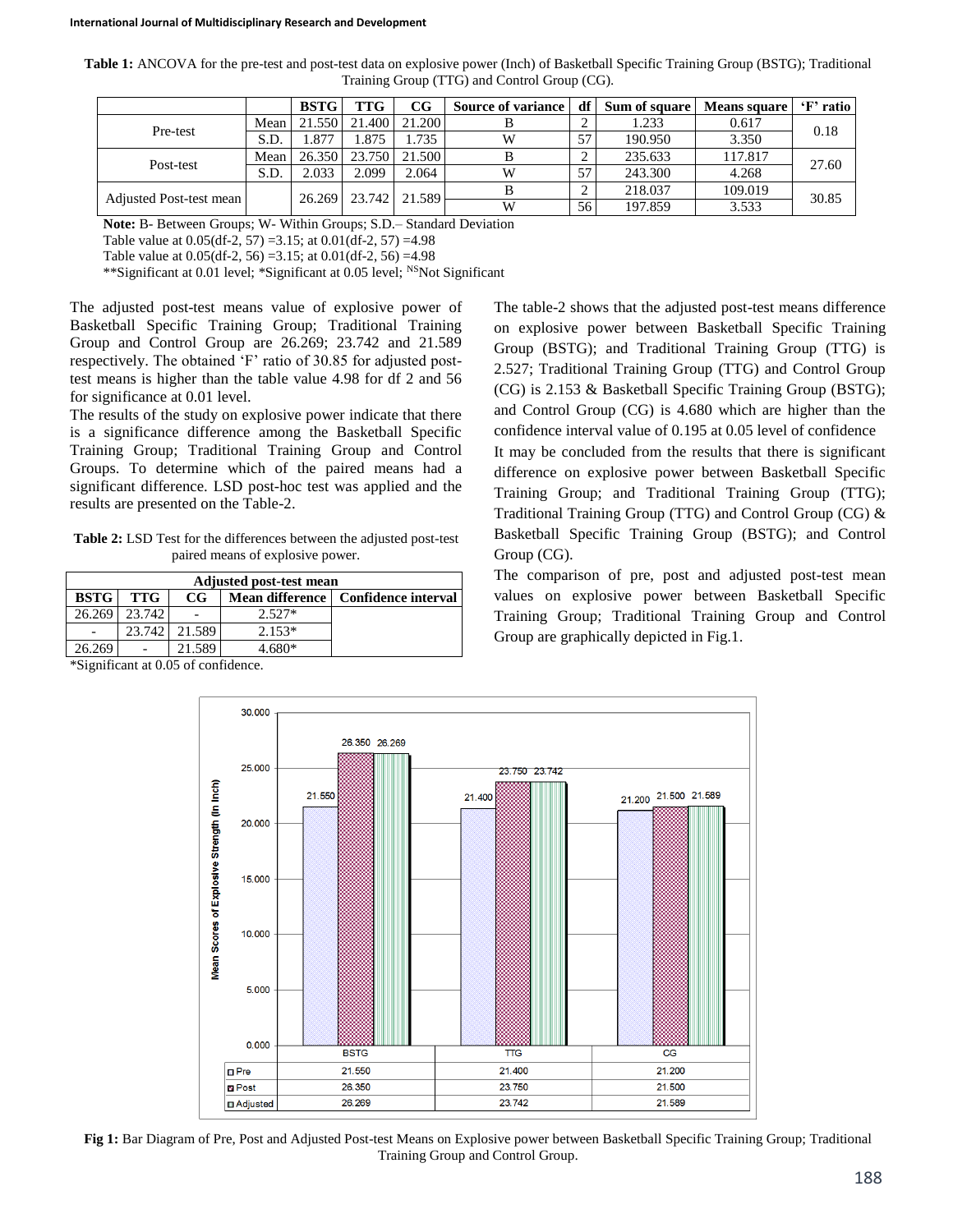**Table 1:** ANCOVA for the pre-test and post-test data on explosive power (Inch) of Basketball Specific Training Group (BSTG); Traditional Training Group (TTG) and Control Group (CG).

| | | BSTG | TTG | CG | Source of variance | df | Sum of square | Means square | 'F' ratio |
|---|---|---|---|---|---|---|---|---|---|
| Pre-test | Mean | 21.550 | 21.400 | 21.200 | B | 2 | 1.233 | 0.617 | 0.18 |
| | S.D. | 1.877 | 1.875 | 1.735 | W | 57 | 190.950 | 3.350 | |
| Post-test | Mean | 26.350 | 23.750 | 21.500 | B | 2 | 235.633 | 117.817 | 27.60 |
| | S.D. | 2.033 | 2.099 | 2.064 | W | 57 | 243.300 | 4.268 | |
| Adjusted Post-test mean | | 26.269 | 23.742 | 21.589 | B | 2 | 218.037 | 109.019 | 30.85 |
| | | | | | W | 56 | 197.859 | 3.533 | |

**Note:** B- Between Groups; W- Within Groups; S.D.– Standard Deviation
Table value at 0.05(df-2, 57) =3.15; at 0.01(df-2, 57) =4.98
Table value at 0.05(df-2, 56) =3.15; at 0.01(df-2, 56) =4.98
**Significant at 0.01 level; *Significant at 0.05 level; [NS]Not Significant

The adjusted post-test means value of explosive power of Basketball Specific Training Group; Traditional Training Group and Control Group are 26.269; 23.742 and 21.589 respectively. The obtained 'F' ratio of 30.85 for adjusted post-test means is higher than the table value 4.98 for df 2 and 56 for significance at 0.01 level.

The results of the study on explosive power indicate that there is a significance difference among the Basketball Specific Training Group; Traditional Training Group and Control Groups. To determine which of the paired means had a significant difference. LSD post-hoc test was applied and the results are presented on the Table-2.

**Table 2:** LSD Test for the differences between the adjusted post-test paired means of explosive power.

| Adjusted post-test mean | | | | |
|---|---|---|---|---|
| BSTG | TTG | CG | Mean difference | Confidence interval |
| 26.269 | 23.742 | - | 2.527* | |
| - | 23.742 | 21.589 | 2.153* | |
| 26.269 | - | 21.589 | 4.680* | |

*Significant at 0.05 of confidence.

The table-2 shows that the adjusted post-test means difference on explosive power between Basketball Specific Training Group (BSTG); and Traditional Training Group (TTG) is 2.527; Traditional Training Group (TTG) and Control Group (CG) is 2.153 & Basketball Specific Training Group (BSTG); and Control Group (CG) is 4.680 which are higher than the confidence interval value of 0.195 at 0.05 level of confidence

It may be concluded from the results that there is significant difference on explosive power between Basketball Specific Training Group; and Traditional Training Group (TTG); Traditional Training Group (TTG) and Control Group (CG) & Basketball Specific Training Group (BSTG); and Control Group (CG).

The comparison of pre, post and adjusted post-test mean values on explosive power between Basketball Specific Training Group; Traditional Training Group and Control Group are graphically depicted in Fig.1.

| | BSTG | TTG | CG |
|---|---|---|---|
| Pre | 21.550 | 21.400 | 21.200 |
| Post | 26.350 | 23.750 | 21.500 |
| Adjusted | 26.269 | 23.742 | 21.589 |

**Fig 1:** Bar Diagram of Pre, Post and Adjusted Post-test Means on Explosive power between Basketball Specific Training Group; Traditional Training Group and Control Group.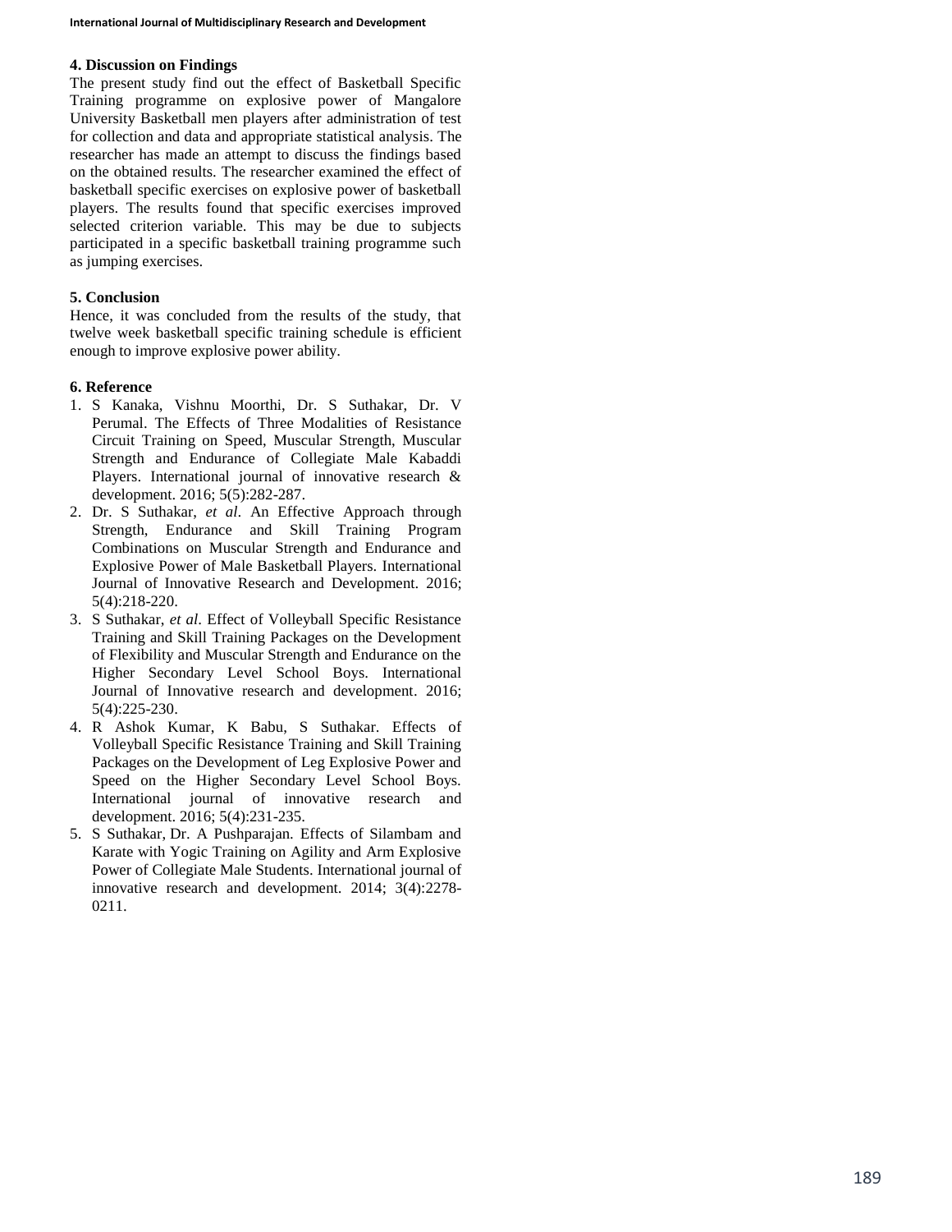## 4. Discussion on Findings

The present study find out the effect of Basketball Specific Training programme on explosive power of Mangalore University Basketball men players after administration of test for collection and data and appropriate statistical analysis. The researcher has made an attempt to discuss the findings based on the obtained results. The researcher examined the effect of basketball specific exercises on explosive power of basketball players. The results found that specific exercises improved selected criterion variable. This may be due to subjects participated in a specific basketball training programme such as jumping exercises.

## 5. Conclusion

Hence, it was concluded from the results of the study, that twelve week basketball specific training schedule is efficient enough to improve explosive power ability.

## 6. Reference

1. S Kanaka, Vishnu Moorthi, Dr. S Suthakar, Dr. V Perumal. The Effects of Three Modalities of Resistance Circuit Training on Speed, Muscular Strength, Muscular Strength and Endurance of Collegiate Male Kabaddi Players. International journal of innovative research & development. 2016; 5(5):282-287.
2. Dr. S Suthakar, *et al*. An Effective Approach through Strength, Endurance and Skill Training Program Combinations on Muscular Strength and Endurance and Explosive Power of Male Basketball Players. International Journal of Innovative Research and Development. 2016; 5(4):218-220.
3. S Suthakar, *et al*. Effect of Volleyball Specific Resistance Training and Skill Training Packages on the Development of Flexibility and Muscular Strength and Endurance on the Higher Secondary Level School Boys. International Journal of Innovative research and development. 2016; 5(4):225-230.
4. R Ashok Kumar, K Babu, S Suthakar. Effects of Volleyball Specific Resistance Training and Skill Training Packages on the Development of Leg Explosive Power and Speed on the Higher Secondary Level School Boys. International journal of innovative research and development. 2016; 5(4):231-235.
5. S Suthakar, Dr. A Pushparajan. Effects of Silambam and Karate with Yogic Training on Agility and Arm Explosive Power of Collegiate Male Students. International journal of innovative research and development. 2014; 3(4):2278-0211.